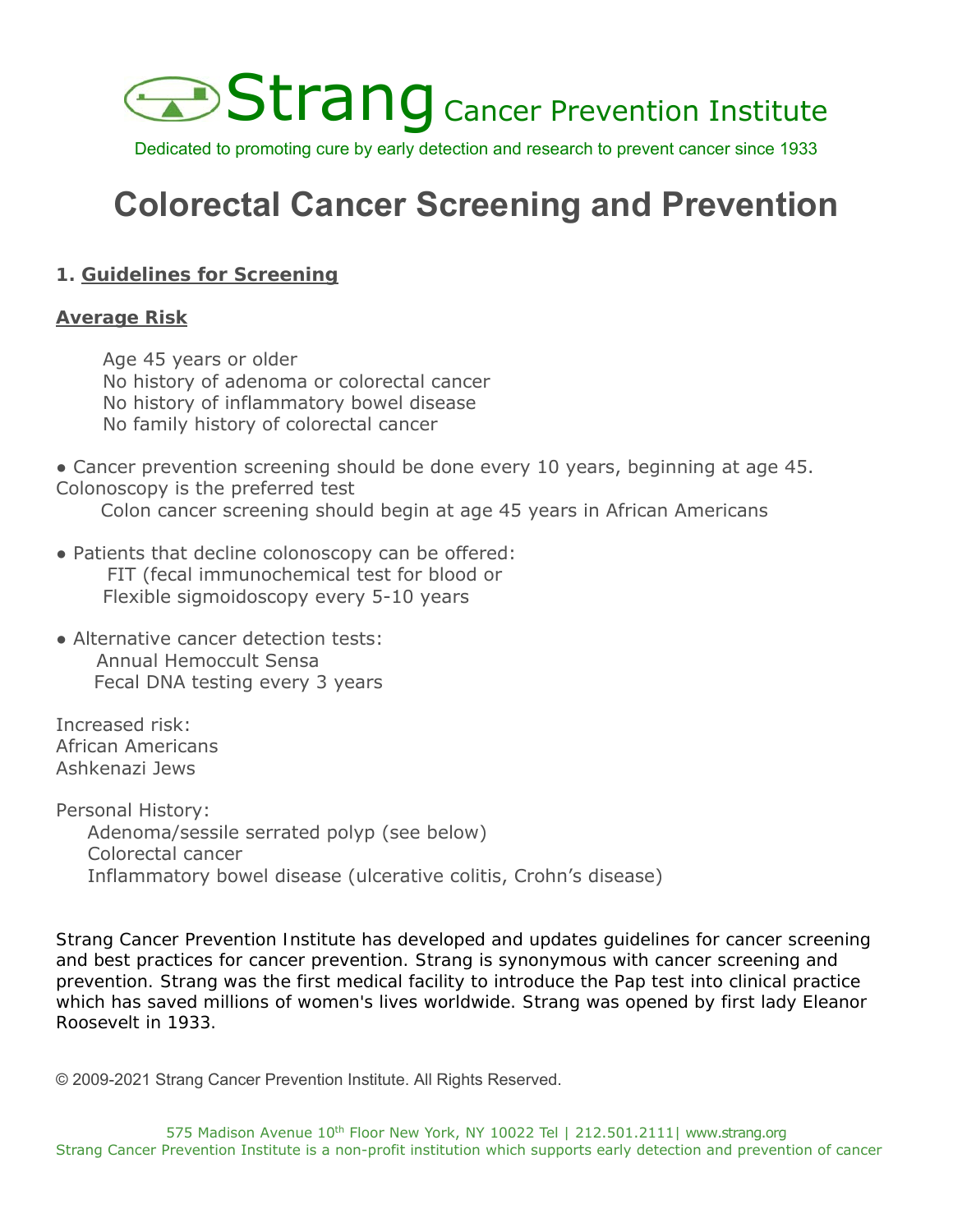# Strang Cancer Prevention Institute

Dedicated to promoting cure by early detection and research to prevent cancer since 1933

# Colorectal Cancer Screening and Prevention

## 1. Guidelines for Screening

### Average Risk

Age 45 years or older
No history of adenoma or colorectal cancer
No history of inflammatory bowel disease
No family history of colorectal cancer

- Cancer prevention screening should be done every 10 years, beginning at age 45. Colonoscopy is the preferred test
  Colon cancer screening should begin at age 45 years in African Americans

- Patients that decline colonoscopy can be offered:
  FIT (fecal immunochemical test for blood or
  Flexible sigmoidoscopy every 5-10 years

- Alternative cancer detection tests:
  Annual Hemoccult Sensa
  Fecal DNA testing every 3 years

Increased risk:
African Americans
Ashkenazi Jews

Personal History:
Adenoma/sessile serrated polyp (see below)
Colorectal cancer
Inflammatory bowel disease (ulcerative colitis, Crohn's disease)

Strang Cancer Prevention Institute has developed and updates guidelines for cancer screening and best practices for cancer prevention. Strang is synonymous with cancer screening and prevention. Strang was the first medical facility to introduce the Pap test into clinical practice which has saved millions of women's lives worldwide. Strang was opened by first lady Eleanor Roosevelt in 1933.

© 2009-2021 Strang Cancer Prevention Institute. All Rights Reserved.

575 Madison Avenue 10th Floor New York, NY 10022 Tel | 212.501.2111| www.strang.org
Strang Cancer Prevention Institute is a non-profit institution which supports early detection and prevention of cancer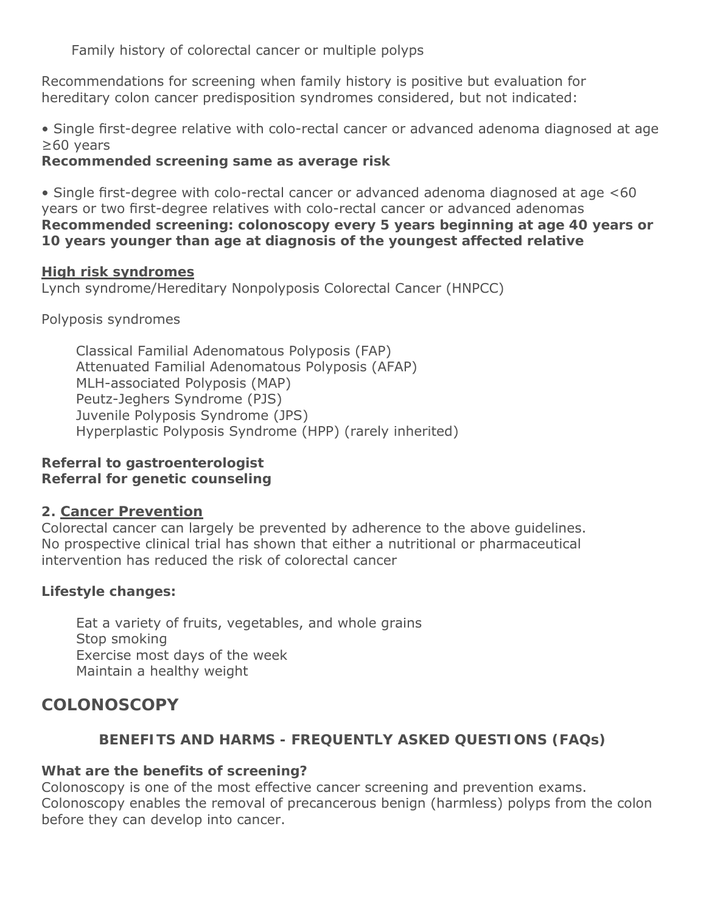Family history of colorectal cancer or multiple polyps

Recommendations for screening when family history is positive but evaluation for hereditary colon cancer predisposition syndromes considered, but not indicated:

• Single first-degree relative with colo-rectal cancer or advanced adenoma diagnosed at age ≥60 years
**Recommended screening same as average risk**

• Single first-degree with colo-rectal cancer or advanced adenoma diagnosed at age <60 years or two first-degree relatives with colo-rectal cancer or advanced adenomas
**Recommended screening: colonoscopy every 5 years beginning at age 40 years or 10 years younger than age at diagnosis of the youngest affected relative**

**<u>High risk syndromes</u>**
Lynch syndrome/Hereditary Nonpolyposis Colorectal Cancer (HNPCC)

Polyposis syndromes

- Classical Familial Adenomatous Polyposis (FAP)
- Attenuated Familial Adenomatous Polyposis (AFAP)
- MLH-associated Polyposis (MAP)
- Peutz-Jeghers Syndrome (PJS)
- Juvenile Polyposis Syndrome (JPS)
- Hyperplastic Polyposis Syndrome (HPP) (rarely inherited)

**Referral to gastroenterologist**
**Referral for genetic counseling**

### 2. <u>Cancer Prevention</u>

Colorectal cancer can largely be prevented by adherence to the above guidelines.
No prospective clinical trial has shown that either a nutritional or pharmaceutical intervention has reduced the risk of colorectal cancer

**Lifestyle changes:**

- Eat a variety of fruits, vegetables, and whole grains
- Stop smoking
- Exercise most days of the week
- Maintain a healthy weight

## COLONOSCOPY

### BENEFITS AND HARMS - FREQUENTLY ASKED QUESTIONS (FAQs)

**What are the benefits of screening?**
Colonoscopy is one of the most effective cancer screening and prevention exams. Colonoscopy enables the removal of precancerous benign (harmless) polyps from the colon before they can develop into cancer.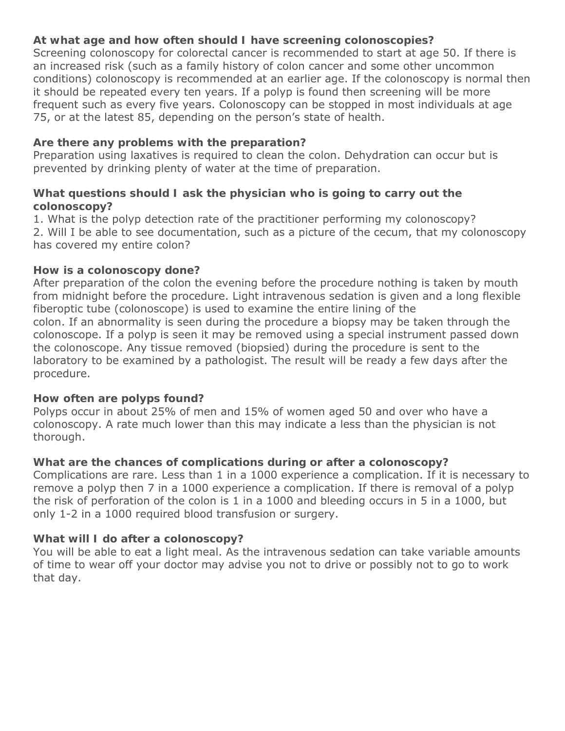**At what age and how often should I have screening colonoscopies?**
Screening colonoscopy for colorectal cancer is recommended to start at age 50. If there is an increased risk (such as a family history of colon cancer and some other uncommon conditions) colonoscopy is recommended at an earlier age. If the colonoscopy is normal then it should be repeated every ten years. If a polyp is found then screening will be more frequent such as every five years. Colonoscopy can be stopped in most individuals at age 75, or at the latest 85, depending on the person's state of health.

**Are there any problems with the preparation?**
Preparation using laxatives is required to clean the colon. Dehydration can occur but is prevented by drinking plenty of water at the time of preparation.

**What questions should I ask the physician who is going to carry out the colonoscopy?**
1. What is the polyp detection rate of the practitioner performing my colonoscopy?
2. Will I be able to see documentation, such as a picture of the cecum, that my colonoscopy has covered my entire colon?

**How is a colonoscopy done?**
After preparation of the colon the evening before the procedure nothing is taken by mouth from midnight before the procedure. Light intravenous sedation is given and a long flexible fiberoptic tube (colonoscope) is used to examine the entire lining of the colon. If an abnormality is seen during the procedure a biopsy may be taken through the colonoscope. If a polyp is seen it may be removed using a special instrument passed down the colonoscope. Any tissue removed (biopsied) during the procedure is sent to the laboratory to be examined by a pathologist. The result will be ready a few days after the procedure.

**How often are polyps found?**
Polyps occur in about 25% of men and 15% of women aged 50 and over who have a colonoscopy. A rate much lower than this may indicate a less than the physician is not thorough.

**What are the chances of complications during or after a colonoscopy?**
Complications are rare. Less than 1 in a 1000 experience a complication. If it is necessary to remove a polyp then 7 in a 1000 experience a complication. If there is removal of a polyp the risk of perforation of the colon is 1 in a 1000 and bleeding occurs in 5 in a 1000, but only 1-2 in a 1000 required blood transfusion or surgery.

**What will I do after a colonoscopy?**
You will be able to eat a light meal. As the intravenous sedation can take variable amounts of time to wear off your doctor may advise you not to drive or possibly not to go to work that day.